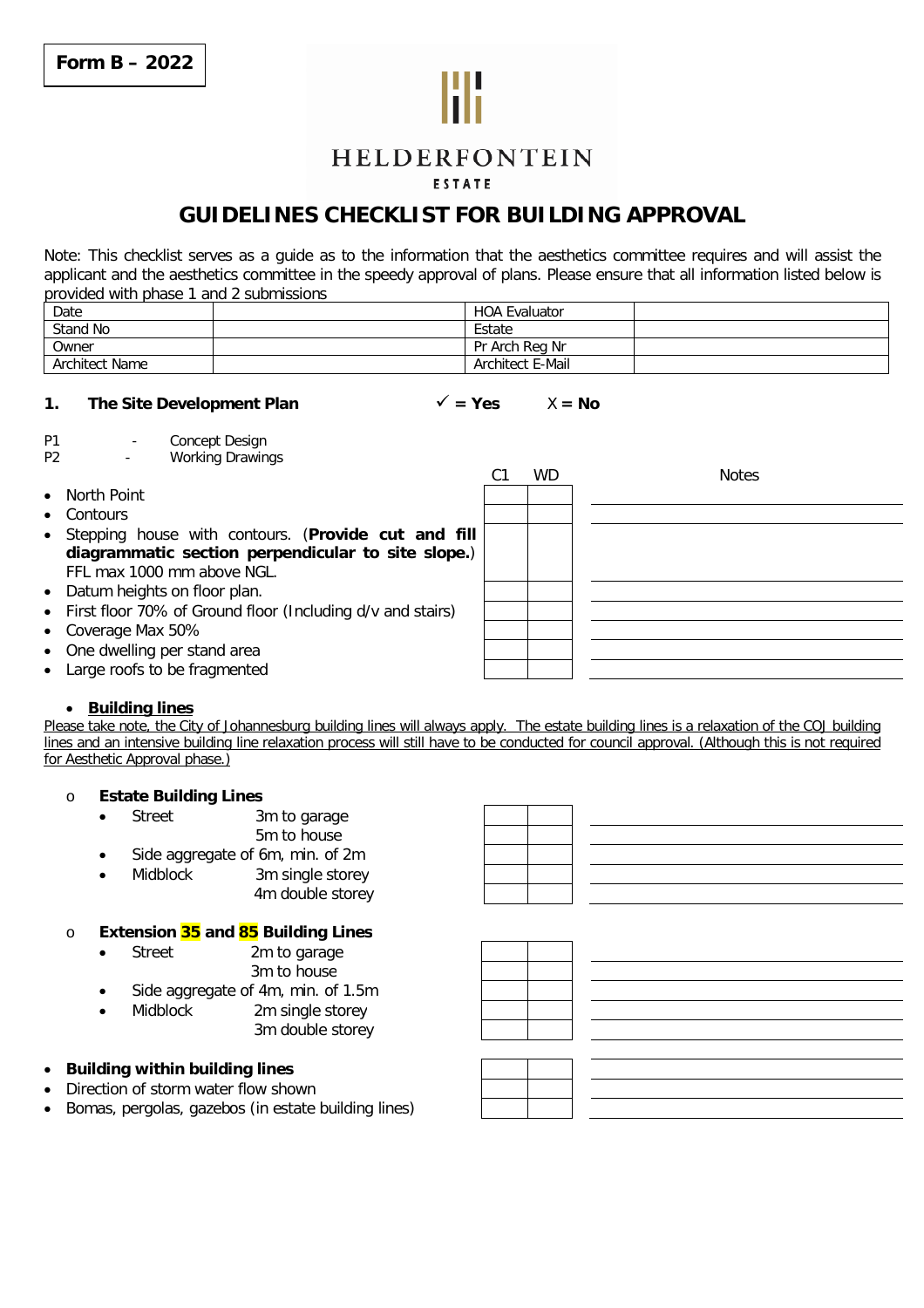**Form B – 2022**

HELDERFONTEIN

ESTATE

# GUIDELINES CHECKLIST FOR BUILDING APPROVAL

Note: This checklist serves as a guide as to the information that the aesthetics committee requires and will assist the applicant and the aesthetics committee in the speedy approval of plans. Please ensure that all information listed below is provided with phase 1 and 2 submissions

| Date | | HOA Evaluator | |
|---|---|---|---|
| Stand No | | Estate | |
| Owner | | Pr Arch Reg Nr | |
| Architect Name | | Architect E-Mail | |

## 1. The Site Development Plan

✓ = **Yes** X = **No**

P1 - Concept Design
P2 - Working Drawings

| | C1 | WD | Notes |
|---|---|---|---|
| • North Point | | | |
| • Contours | | | |
| • Stepping house with contours. (**Provide cut and fill diagrammatic section perpendicular to site slope.**) FFL max 1000 mm above NGL. | | | |
| • Datum heights on floor plan. | | | |
| • First floor 70% of Ground floor (Including d/v and stairs) | | | |
| • Coverage Max 50% | | | |
| • One dwelling per stand area | | | |
| • Large roofs to be fragmented | | | |

- **Building lines**

Please take note, the City of Johannesburg building lines will always apply. The estate building lines is a relaxation of the COJ building lines and an intensive building line relaxation process will still have to be conducted for council approval. (Although this is not required for Aesthetic Approval phase.)

o **Estate Building Lines**

| | C1 | WD | Notes |
|---|---|---|---|
| • Street 3m to garage | | | |
| 5m to house | | | |
| • Side aggregate of 6m, min. of 2m | | | |
| • Midblock 3m single storey | | | |
| 4m double storey | | | |

o **Extension 35 and 85 Building Lines**

| | C1 | WD | Notes |
|---|---|---|---|
| • Street 2m to garage | | | |
| 3m to house | | | |
| • Side aggregate of 4m, min. of 1.5m | | | |
| • Midblock 2m single storey | | | |
| 3m double storey | | | |

| | C1 | WD | Notes |
|---|---|---|---|
| • **Building within building lines** | | | |
| • Direction of storm water flow shown | | | |
| • Bomas, pergolas, gazebos (in estate building lines) | | | |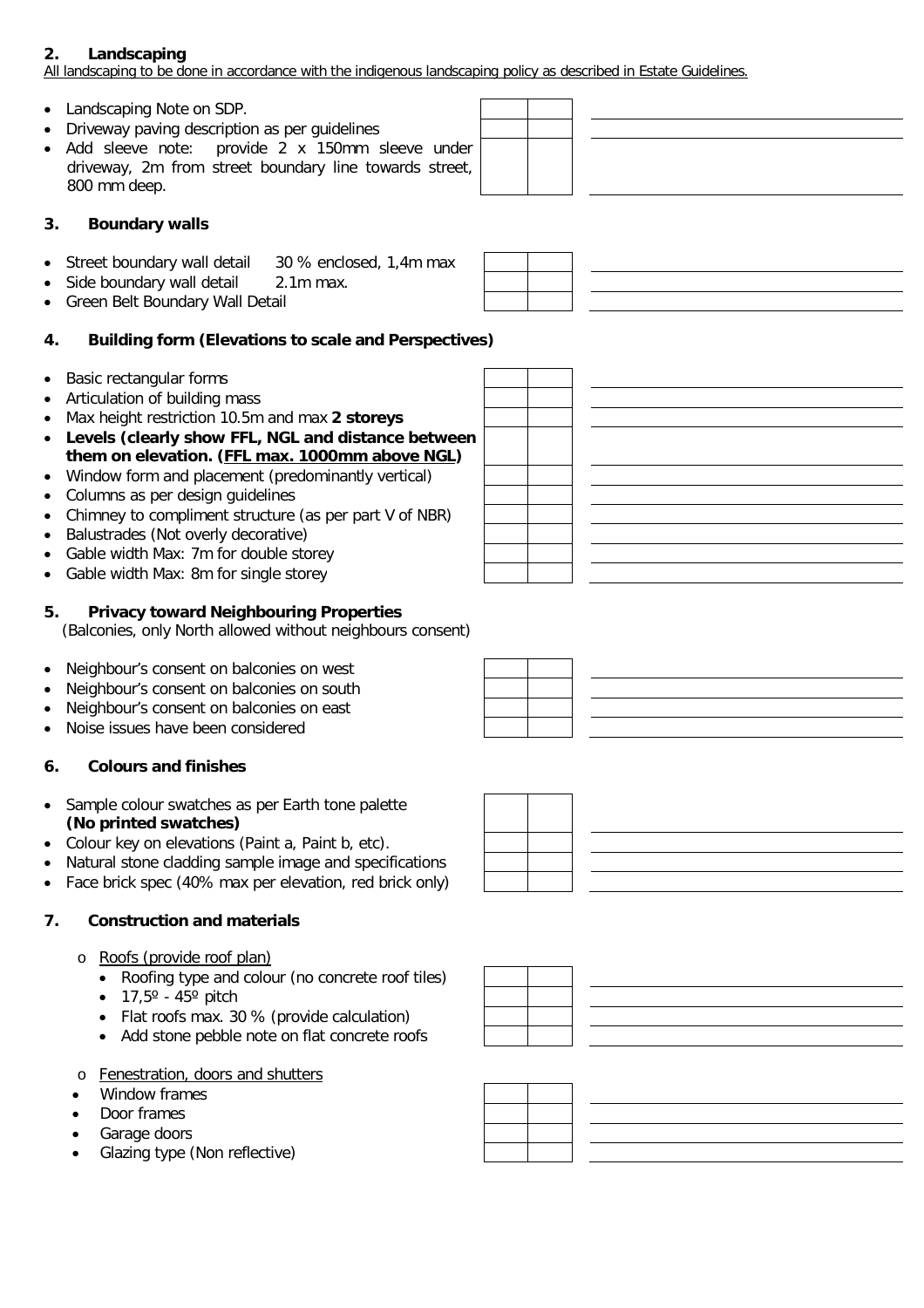## 2. Landscaping

All landscaping to be done in accordance with the indigenous landscaping policy as described in Estate Guidelines.

- Landscaping Note on SDP.
- Driveway paving description as per guidelines
- Add sleeve note: provide 2 x 150mm sleeve under driveway, 2m from street boundary line towards street, 800 mm deep.

## 3. Boundary walls

- Street boundary wall detail 30 % enclosed, 1,4m max
- Side boundary wall detail 2.1m max.
- Green Belt Boundary Wall Detail

## 4. Building form (Elevations to scale and Perspectives)

- Basic rectangular forms
- Articulation of building mass
- Max height restriction 10.5m and max **2 storeys**
- **Levels (clearly show FFL, NGL and distance between them on elevation. (FFL max. 1000mm above NGL)**
- Window form and placement (predominantly vertical)
- Columns as per design guidelines
- Chimney to compliment structure (as per part V of NBR)
- Balustrades (Not overly decorative)
- Gable width Max: 7m for double storey
- Gable width Max: 8m for single storey

## 5. Privacy toward Neighbouring Properties

(Balconies, only North allowed without neighbours consent)

- Neighbour's consent on balconies on west
- Neighbour's consent on balconies on south
- Neighbour's consent on balconies on east
- Noise issues have been considered

## 6. Colours and finishes

- Sample colour swatches as per Earth tone palette **(No printed swatches)**
- Colour key on elevations (Paint a, Paint b, etc).
- Natural stone cladding sample image and specifications
- Face brick spec (40% max per elevation, red brick only)

## 7. Construction and materials

- Roofs (provide roof plan)
  - Roofing type and colour (no concrete roof tiles)
  - 17,5º - 45º pitch
  - Flat roofs max. 30 % (provide calculation)
  - Add stone pebble note on flat concrete roofs
- Fenestration, doors and shutters
  - Window frames
  - Door frames
  - Garage doors
  - Glazing type (Non reflective)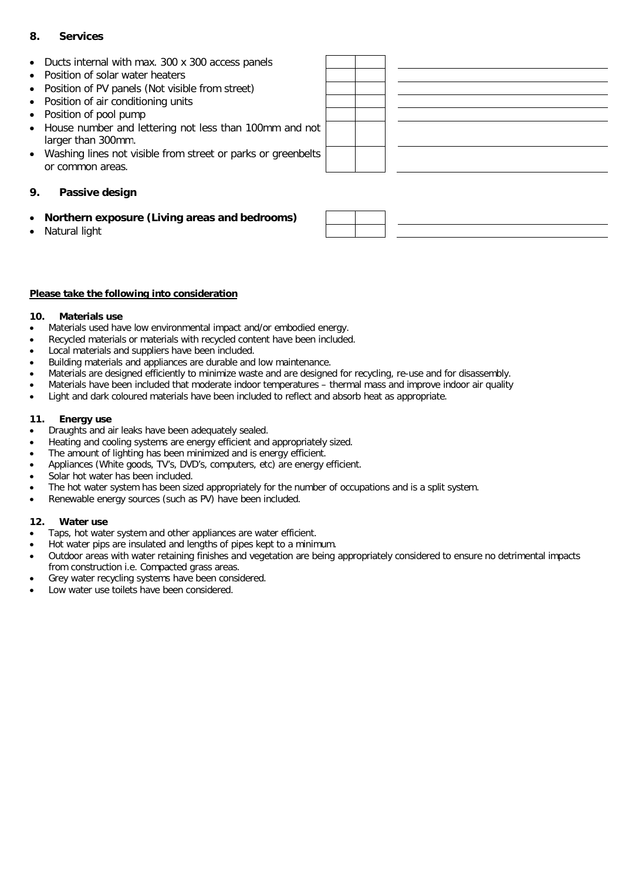## 8. Services

| Item | | | Comments |
|---|---|---|---|
| Ducts internal with max. 300 x 300 access panels | | | |
| Position of solar water heaters | | | |
| Position of PV panels (Not visible from street) | | | |
| Position of air conditioning units | | | |
| Position of pool pump | | | |
| House number and lettering not less than 100mm and not larger than 300mm. | | | |
| Washing lines not visible from street or parks or greenbelts or common areas. | | | |

## 9. Passive design

| Item | | | Comments |
|---|---|---|---|
| **Northern exposure (Living areas and bedrooms)** | | | |
| Natural light | | | |

**Please take the following into consideration**

### 10. Materials use

- Materials used have low environmental impact and/or embodied energy.
- Recycled materials or materials with recycled content have been included.
- Local materials and suppliers have been included.
- Building materials and appliances are durable and low maintenance.
- Materials are designed efficiently to minimize waste and are designed for recycling, re-use and for disassembly.
- Materials have been included that moderate indoor temperatures – thermal mass and improve indoor air quality
- Light and dark coloured materials have been included to reflect and absorb heat as appropriate.

### 11. Energy use

- Draughts and air leaks have been adequately sealed.
- Heating and cooling systems are energy efficient and appropriately sized.
- The amount of lighting has been minimized and is energy efficient.
- Appliances (White goods, TV's, DVD's, computers, etc) are energy efficient.
- Solar hot water has been included.
- The hot water system has been sized appropriately for the number of occupations and is a split system.
- Renewable energy sources (such as PV) have been included.

### 12. Water use

- Taps, hot water system and other appliances are water efficient.
- Hot water pips are insulated and lengths of pipes kept to a minimum.
- Outdoor areas with water retaining finishes and vegetation are being appropriately considered to ensure no detrimental impacts from construction i.e. Compacted grass areas.
- Grey water recycling systems have been considered.
- Low water use toilets have been considered.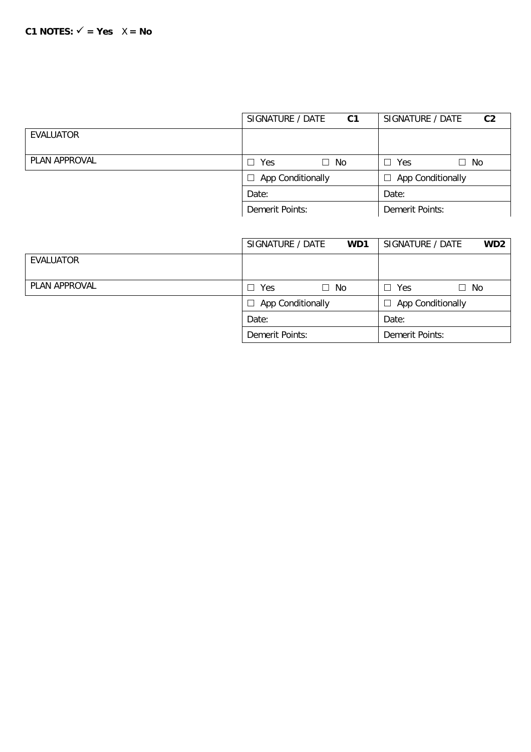**C1 NOTES: ✓ = Yes   X = No**

| | SIGNATURE / DATE **C1** | SIGNATURE / DATE **C2** |
|---|---|---|
| EVALUATOR | | |
| PLAN APPROVAL | ☐ Yes ☐ No | ☐ Yes ☐ No |
| | ☐ App Conditionally | ☐ App Conditionally |
| | Date: | Date: |
| | Demerit Points: | Demerit Points: |

| | SIGNATURE / DATE **WD1** | SIGNATURE / DATE **WD2** |
|---|---|---|
| EVALUATOR | | |
| PLAN APPROVAL | ☐ Yes ☐ No | ☐ Yes ☐ No |
| | ☐ App Conditionally | ☐ App Conditionally |
| | Date: | Date: |
| | Demerit Points: | Demerit Points: |